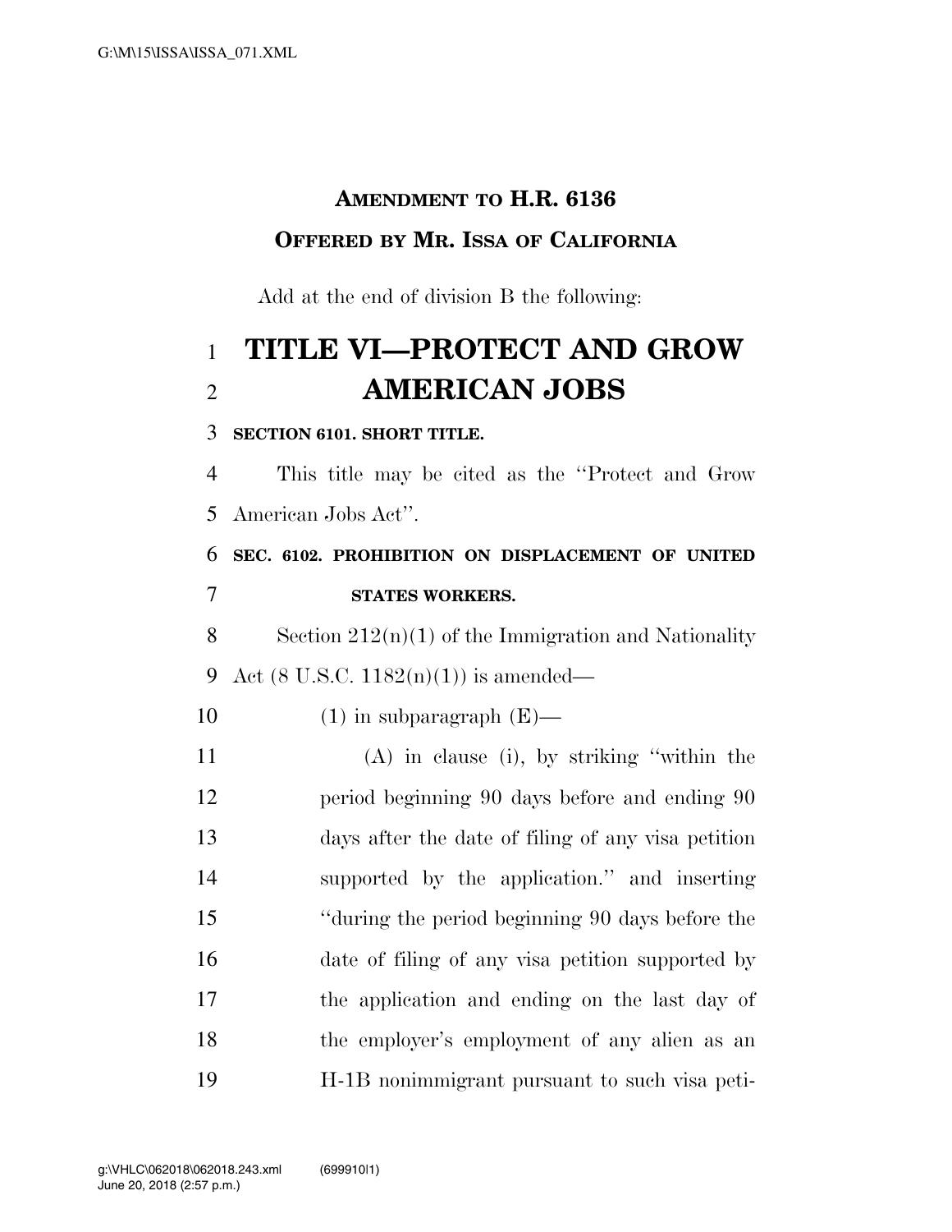**AMENDMENT TO H.R. 6136**

**OFFERED BY MR. ISSA OF CALIFORNIA**

Add at the end of division B the following:

# TITLE VI—PROTECT AND GROW AMERICAN JOBS

**SECTION 6101. SHORT TITLE.**

This title may be cited as the "Protect and Grow American Jobs Act".

**SEC. 6102. PROHIBITION ON DISPLACEMENT OF UNITED STATES WORKERS.**

Section 212(n)(1) of the Immigration and Nationality Act (8 U.S.C. 1182(n)(1)) is amended—

(1) in subparagraph (E)—

(A) in clause (i), by striking "within the period beginning 90 days before and ending 90 days after the date of filing of any visa petition supported by the application." and inserting "during the period beginning 90 days before the date of filing of any visa petition supported by the application and ending on the last day of the employer's employment of any alien as an H-1B nonimmigrant pursuant to such visa peti-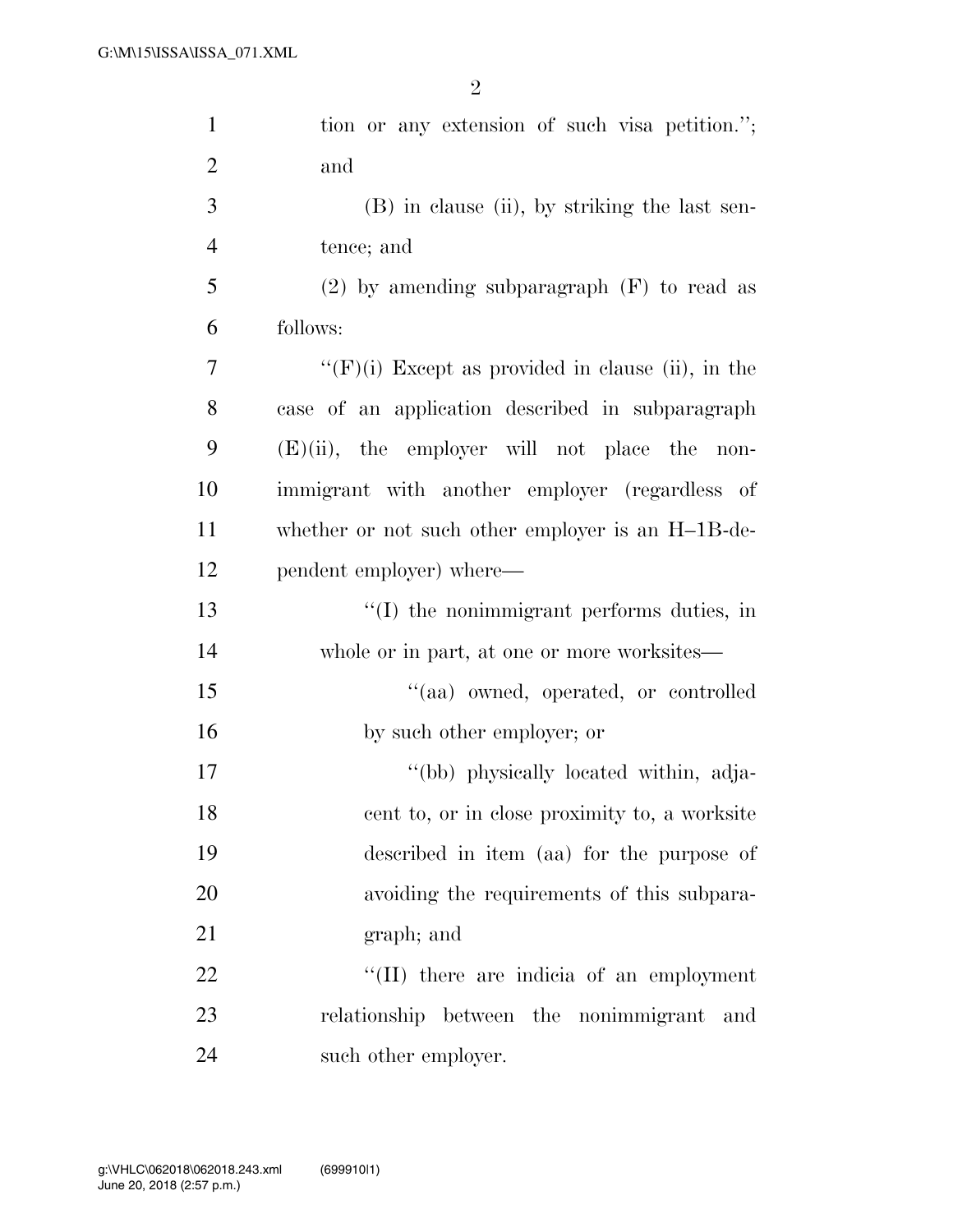tion or any extension of such visa petition.''; and

(B) in clause (ii), by striking the last sentence; and

(2) by amending subparagraph (F) to read as follows:

''(F)(i) Except as provided in clause (ii), in the case of an application described in subparagraph (E)(ii), the employer will not place the nonimmigrant with another employer (regardless of whether or not such other employer is an H–1B-dependent employer) where—

''(I) the nonimmigrant performs duties, in whole or in part, at one or more worksites—

''(aa) owned, operated, or controlled by such other employer; or

''(bb) physically located within, adjacent to, or in close proximity to, a worksite described in item (aa) for the purpose of avoiding the requirements of this subparagraph; and

''(II) there are indicia of an employment relationship between the nonimmigrant and such other employer.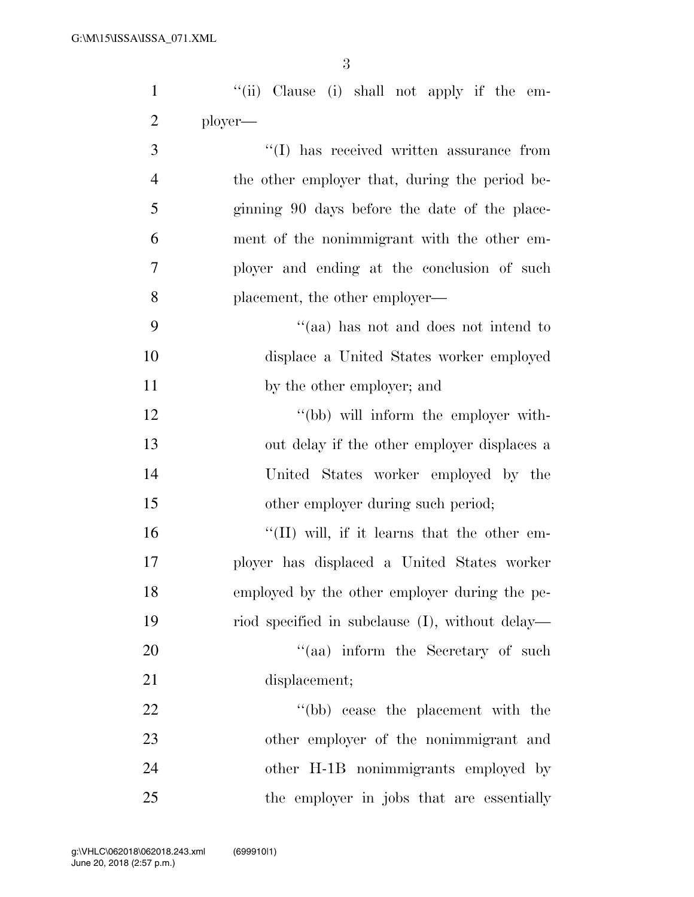''(ii) Clause (i) shall not apply if the employer—

''(I) has received written assurance from the other employer that, during the period beginning 90 days before the date of the placement of the nonimmigrant with the other employer and ending at the conclusion of such placement, the other employer—

''(aa) has not and does not intend to displace a United States worker employed by the other employer; and

''(bb) will inform the employer without delay if the other employer displaces a United States worker employed by the other employer during such period;

''(II) will, if it learns that the other employer has displaced a United States worker employed by the other employer during the period specified in subclause (I), without delay—

''(aa) inform the Secretary of such displacement;

''(bb) cease the placement with the other employer of the nonimmigrant and other H-1B nonimmigrants employed by the employer in jobs that are essentially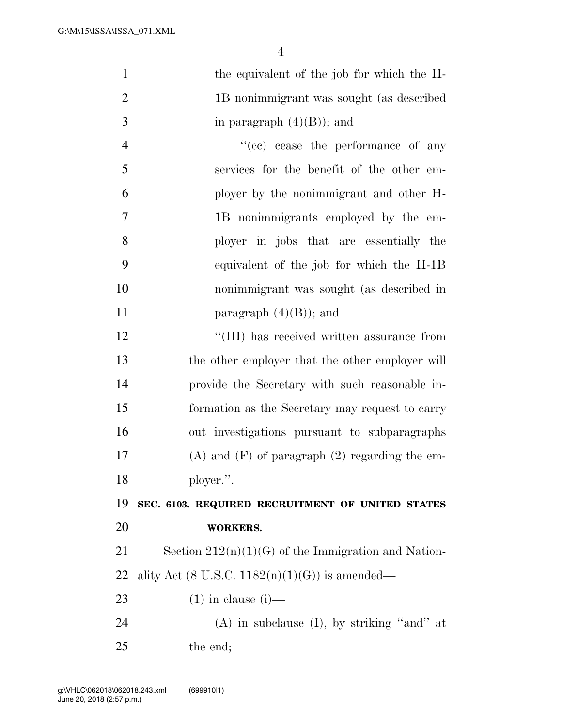the equivalent of the job for which the H-1B nonimmigrant was sought (as described in paragraph (4)(B)); and

''(cc) cease the performance of any services for the benefit of the other employer by the nonimmigrant and other H-1B nonimmigrants employed by the employer in jobs that are essentially the equivalent of the job for which the H-1B nonimmigrant was sought (as described in paragraph (4)(B)); and

''(III) has received written assurance from the other employer that the other employer will provide the Secretary with such reasonable information as the Secretary may request to carry out investigations pursuant to subparagraphs (A) and (F) of paragraph (2) regarding the employer.''.

**SEC. 6103. REQUIRED RECRUITMENT OF UNITED STATES WORKERS.**

Section 212(n)(1)(G) of the Immigration and Nationality Act (8 U.S.C. 1182(n)(1)(G)) is amended—

(1) in clause (i)—

(A) in subclause (I), by striking ''and'' at the end;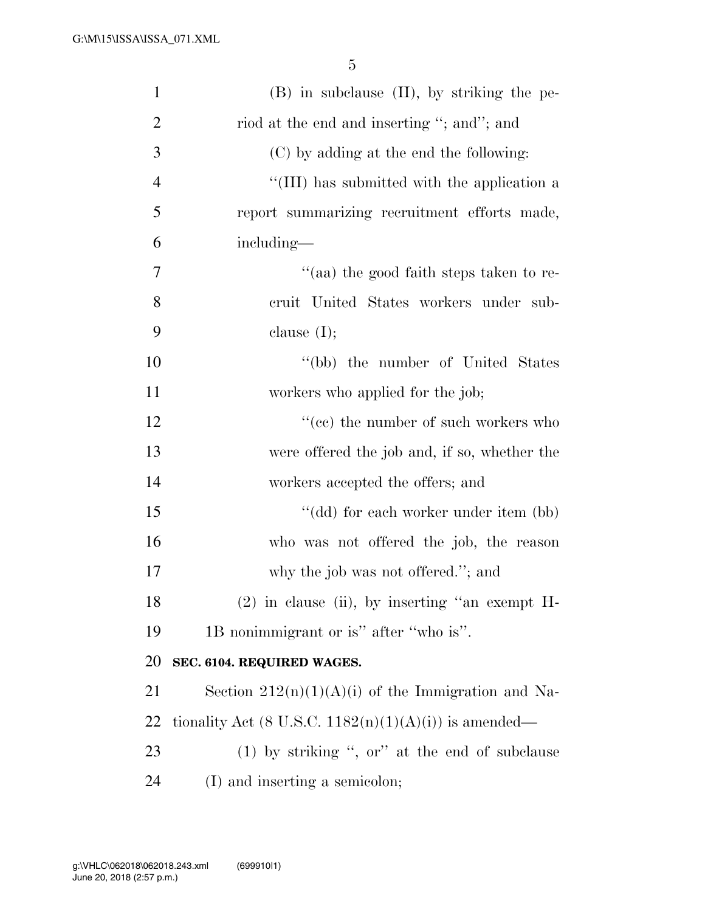(B) in subclause (II), by striking the period at the end and inserting ''; and''; and

(C) by adding at the end the following:

''(III) has submitted with the application a report summarizing recruitment efforts made, including—

''(aa) the good faith steps taken to recruit United States workers under subclause (I);

''(bb) the number of United States workers who applied for the job;

''(cc) the number of such workers who were offered the job and, if so, whether the workers accepted the offers; and

''(dd) for each worker under item (bb) who was not offered the job, the reason why the job was not offered.''; and

(2) in clause (ii), by inserting ''an exempt H-1B nonimmigrant or is'' after ''who is''.

**SEC. 6104. REQUIRED WAGES.**

Section 212(n)(1)(A)(i) of the Immigration and Nationality Act (8 U.S.C. 1182(n)(1)(A)(i)) is amended—

(1) by striking '', or'' at the end of subclause (I) and inserting a semicolon;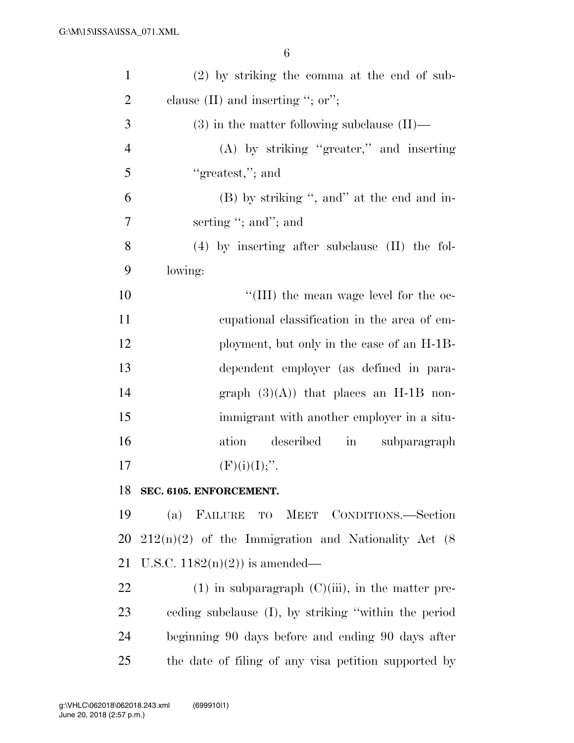(2) by striking the comma at the end of subclause (II) and inserting ''; or'';

(3) in the matter following subclause (II)—

(A) by striking ''greater,'' and inserting ''greatest,''; and

(B) by striking '', and'' at the end and inserting ''; and''; and

(4) by inserting after subclause (II) the following:

''(III) the mean wage level for the occupational classification in the area of employment, but only in the case of an H-1B-dependent employer (as defined in paragraph (3)(A)) that places an H-1B nonimmigrant with another employer in a situation described in subparagraph (F)(i)(I);''.

**SEC. 6105. ENFORCEMENT.**

(a) FAILURE TO MEET CONDITIONS.—Section 212(n)(2) of the Immigration and Nationality Act (8 U.S.C. 1182(n)(2)) is amended—

(1) in subparagraph (C)(iii), in the matter preceding subclause (I), by striking ''within the period beginning 90 days before and ending 90 days after the date of filing of any visa petition supported by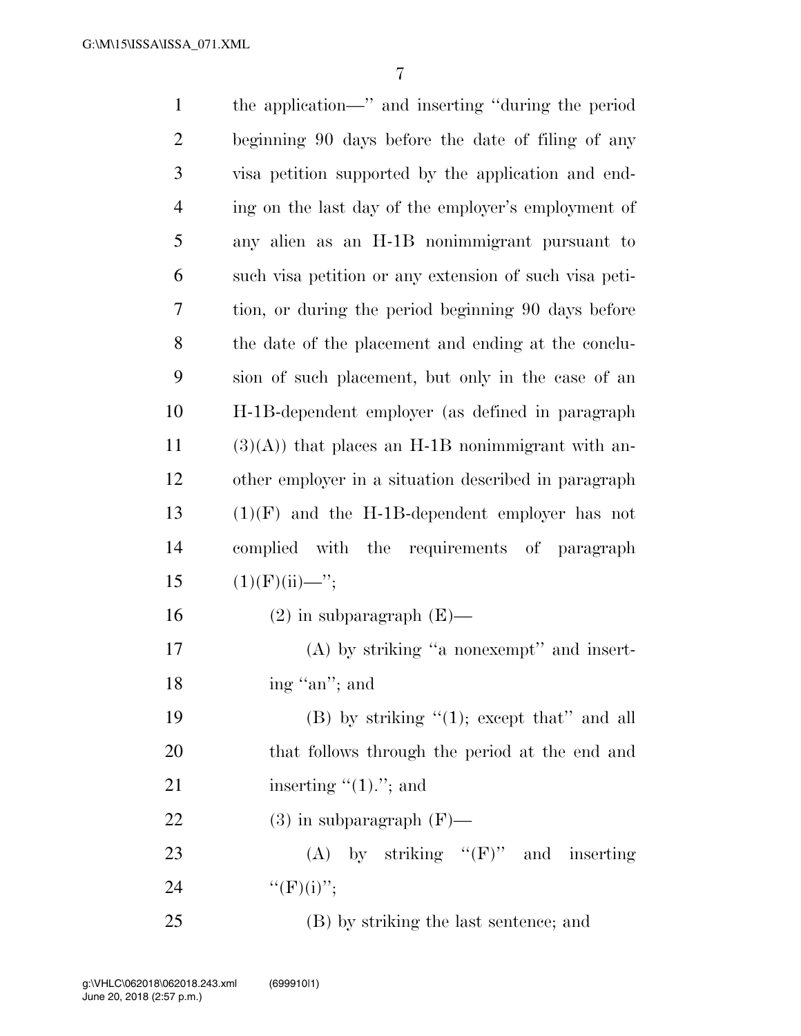the application—'' and inserting ''during the period beginning 90 days before the date of filing of any visa petition supported by the application and ending on the last day of the employer's employment of any alien as an H-1B nonimmigrant pursuant to such visa petition or any extension of such visa petition, or during the period beginning 90 days before the date of the placement and ending at the conclusion of such placement, but only in the case of an H-1B-dependent employer (as defined in paragraph (3)(A)) that places an H-1B nonimmigrant with another employer in a situation described in paragraph (1)(F) and the H-1B-dependent employer has not complied with the requirements of paragraph (1)(F)(ii)—'';

(2) in subparagraph (E)—

(A) by striking ''a nonexempt'' and inserting ''an''; and

(B) by striking ''(1); except that'' and all that follows through the period at the end and inserting ''(1).''; and

(3) in subparagraph (F)—

(A) by striking ''(F)'' and inserting ''(F)(i)'';

(B) by striking the last sentence; and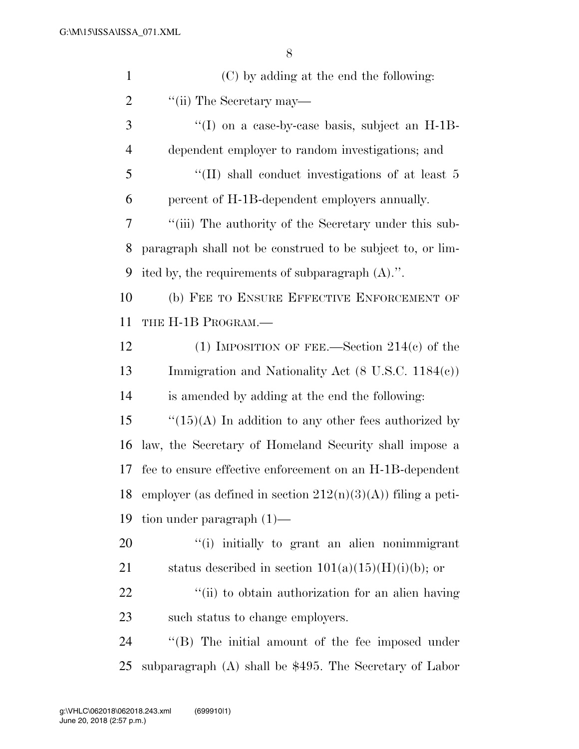(C) by adding at the end the following:

''(ii) The Secretary may—

''(I) on a case-by-case basis, subject an H-1B-dependent employer to random investigations; and

''(II) shall conduct investigations of at least 5 percent of H-1B-dependent employers annually.

''(iii) The authority of the Secretary under this subparagraph shall not be construed to be subject to, or limited by, the requirements of subparagraph (A).''.

(b) FEE TO ENSURE EFFECTIVE ENFORCEMENT OF THE H-1B PROGRAM.—

(1) IMPOSITION OF FEE.—Section 214(c) of the Immigration and Nationality Act (8 U.S.C. 1184(c)) is amended by adding at the end the following:

''(15)(A) In addition to any other fees authorized by law, the Secretary of Homeland Security shall impose a fee to ensure effective enforcement on an H-1B-dependent employer (as defined in section 212(n)(3)(A)) filing a petition under paragraph (1)—

''(i) initially to grant an alien nonimmigrant status described in section 101(a)(15)(H)(i)(b); or

''(ii) to obtain authorization for an alien having such status to change employers.

''(B) The initial amount of the fee imposed under subparagraph (A) shall be $495. The Secretary of Labor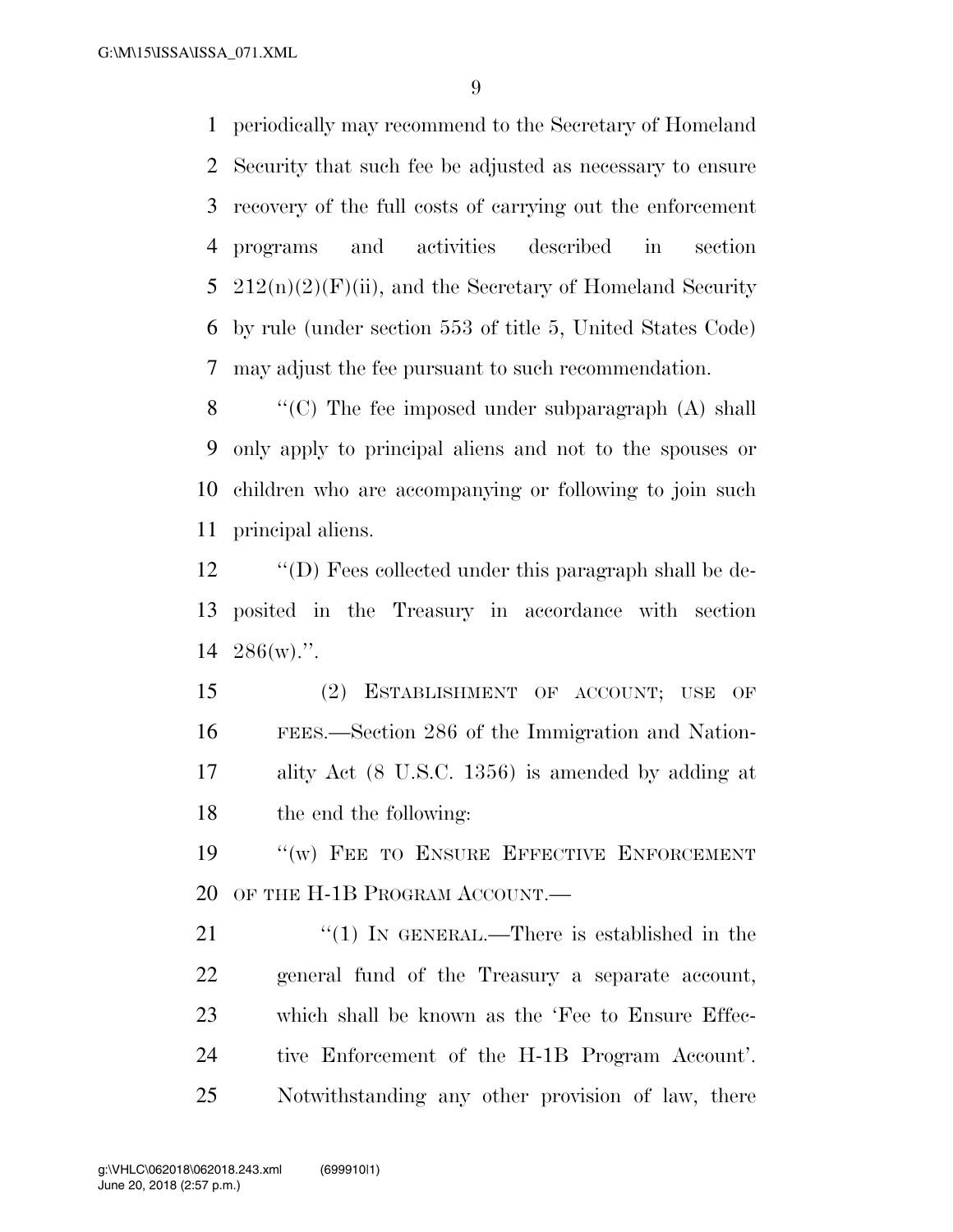periodically may recommend to the Secretary of Homeland Security that such fee be adjusted as necessary to ensure recovery of the full costs of carrying out the enforcement programs and activities described in section 212(n)(2)(F)(ii), and the Secretary of Homeland Security by rule (under section 553 of title 5, United States Code) may adjust the fee pursuant to such recommendation.

''(C) The fee imposed under subparagraph (A) shall only apply to principal aliens and not to the spouses or children who are accompanying or following to join such principal aliens.

''(D) Fees collected under this paragraph shall be deposited in the Treasury in accordance with section 286(w).''.

(2) ESTABLISHMENT OF ACCOUNT; USE OF FEES.—Section 286 of the Immigration and Nationality Act (8 U.S.C. 1356) is amended by adding at the end the following:

''(w) FEE TO ENSURE EFFECTIVE ENFORCEMENT OF THE H-1B PROGRAM ACCOUNT.—

''(1) IN GENERAL.—There is established in the general fund of the Treasury a separate account, which shall be known as the 'Fee to Ensure Effective Enforcement of the H-1B Program Account'. Notwithstanding any other provision of law, there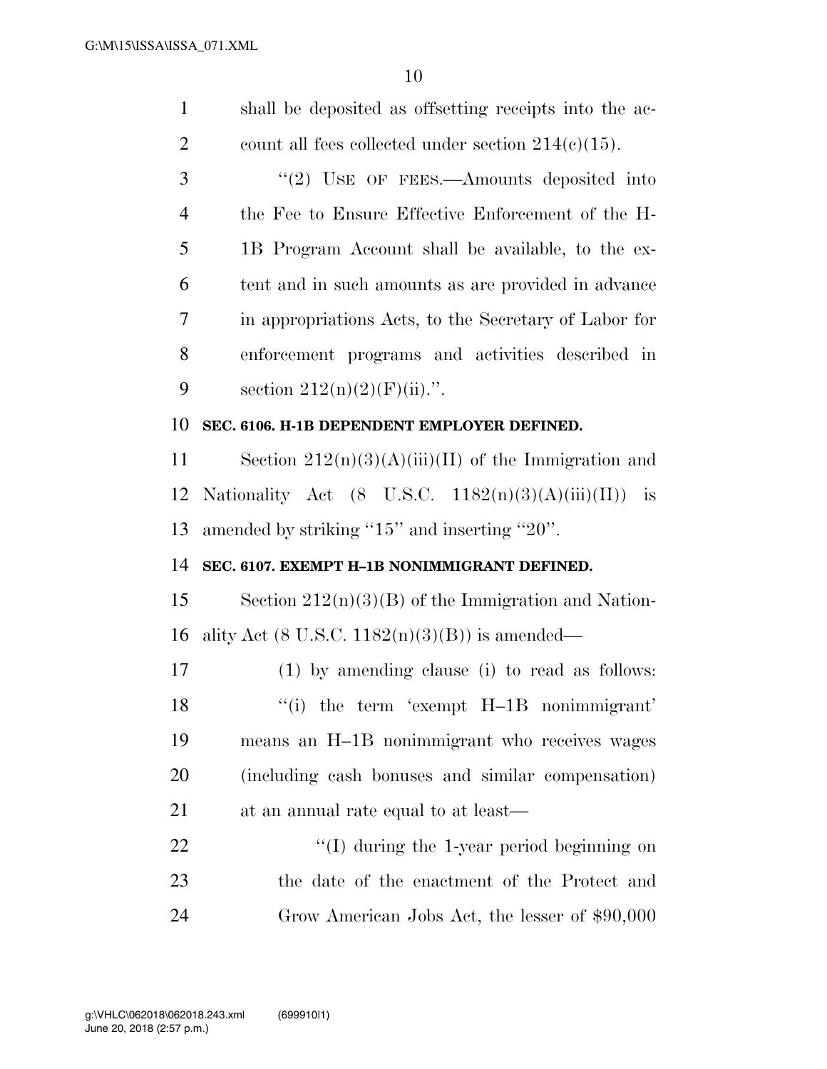shall be deposited as offsetting receipts into the account all fees collected under section 214(c)(15).

''(2) USE OF FEES.—Amounts deposited into the Fee to Ensure Effective Enforcement of the H-1B Program Account shall be available, to the extent and in such amounts as are provided in advance in appropriations Acts, to the Secretary of Labor for enforcement programs and activities described in section 212(n)(2)(F)(ii).''.

**SEC. 6106. H-1B DEPENDENT EMPLOYER DEFINED.**

Section 212(n)(3)(A)(iii)(II) of the Immigration and Nationality Act (8 U.S.C. 1182(n)(3)(A)(iii)(II)) is amended by striking ''15'' and inserting ''20''.

**SEC. 6107. EXEMPT H–1B NONIMMIGRANT DEFINED.**

Section 212(n)(3)(B) of the Immigration and Nationality Act (8 U.S.C. 1182(n)(3)(B)) is amended—

(1) by amending clause (i) to read as follows:

''(i) the term 'exempt H–1B nonimmigrant' means an H–1B nonimmigrant who receives wages (including cash bonuses and similar compensation) at an annual rate equal to at least—

''(I) during the 1-year period beginning on the date of the enactment of the Protect and Grow American Jobs Act, the lesser of $90,000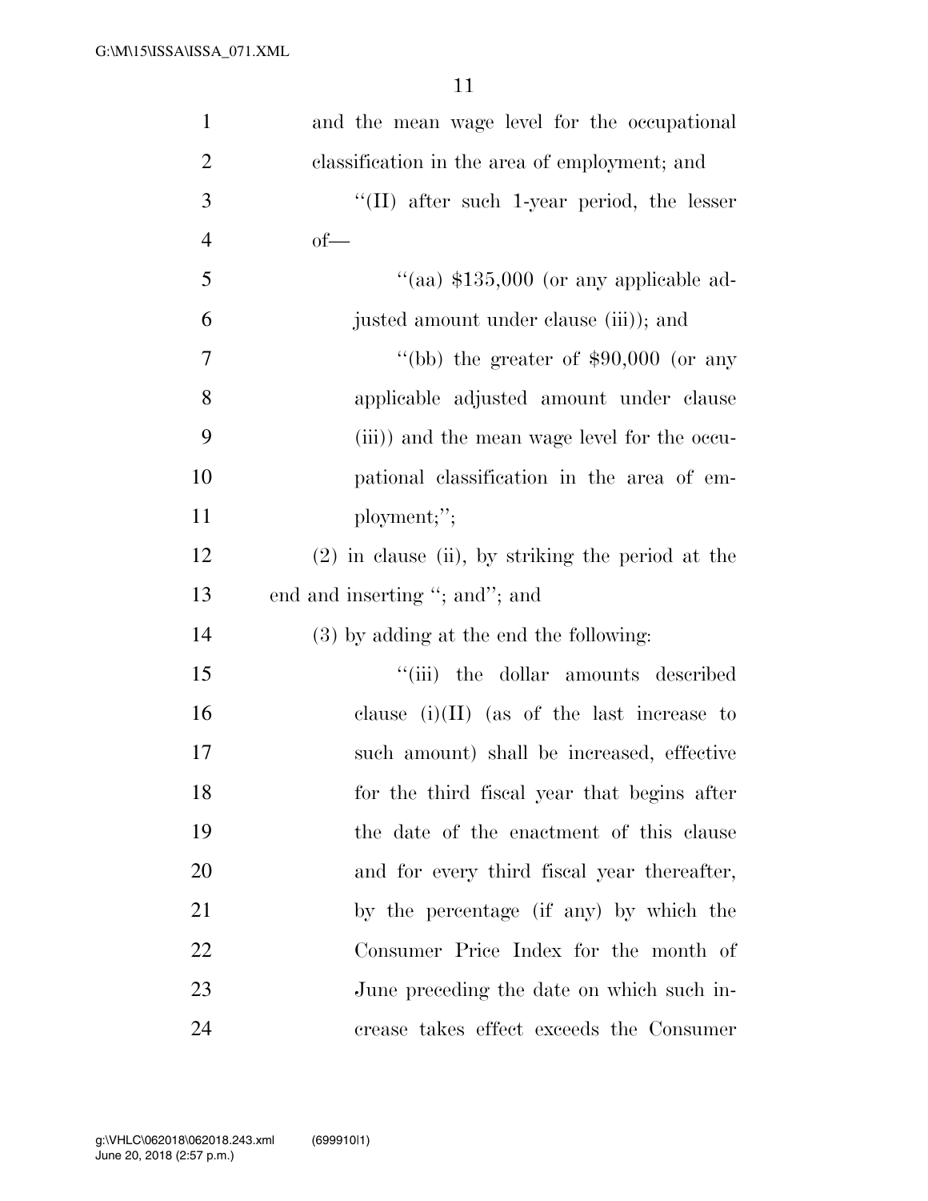and the mean wage level for the occupational classification in the area of employment; and

''(II) after such 1-year period, the lesser of—

''(aa) $135,000 (or any applicable adjusted amount under clause (iii)); and

''(bb) the greater of $90,000 (or any applicable adjusted amount under clause (iii)) and the mean wage level for the occupational classification in the area of employment;'';

(2) in clause (ii), by striking the period at the end and inserting ''; and''; and

(3) by adding at the end the following:

''(iii) the dollar amounts described clause (i)(II) (as of the last increase to such amount) shall be increased, effective for the third fiscal year that begins after the date of the enactment of this clause and for every third fiscal year thereafter, by the percentage (if any) by which the Consumer Price Index for the month of June preceding the date on which such increase takes effect exceeds the Consumer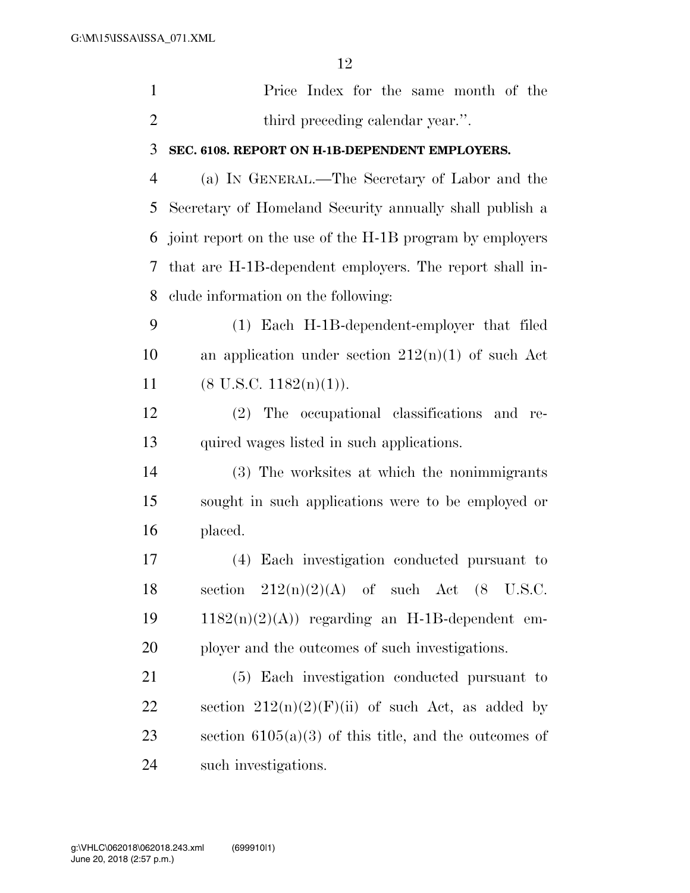Price Index for the same month of the third preceding calendar year.''.

### SEC. 6108. REPORT ON H-1B-DEPENDENT EMPLOYERS.

(a) IN GENERAL.—The Secretary of Labor and the Secretary of Homeland Security annually shall publish a joint report on the use of the H-1B program by employers that are H-1B-dependent employers. The report shall include information on the following:

(1) Each H-1B-dependent-employer that filed an application under section 212(n)(1) of such Act (8 U.S.C. 1182(n)(1)).

(2) The occupational classifications and required wages listed in such applications.

(3) The worksites at which the nonimmigrants sought in such applications were to be employed or placed.

(4) Each investigation conducted pursuant to section 212(n)(2)(A) of such Act (8 U.S.C. 1182(n)(2)(A)) regarding an H-1B-dependent employer and the outcomes of such investigations.

(5) Each investigation conducted pursuant to section 212(n)(2)(F)(ii) of such Act, as added by section 6105(a)(3) of this title, and the outcomes of such investigations.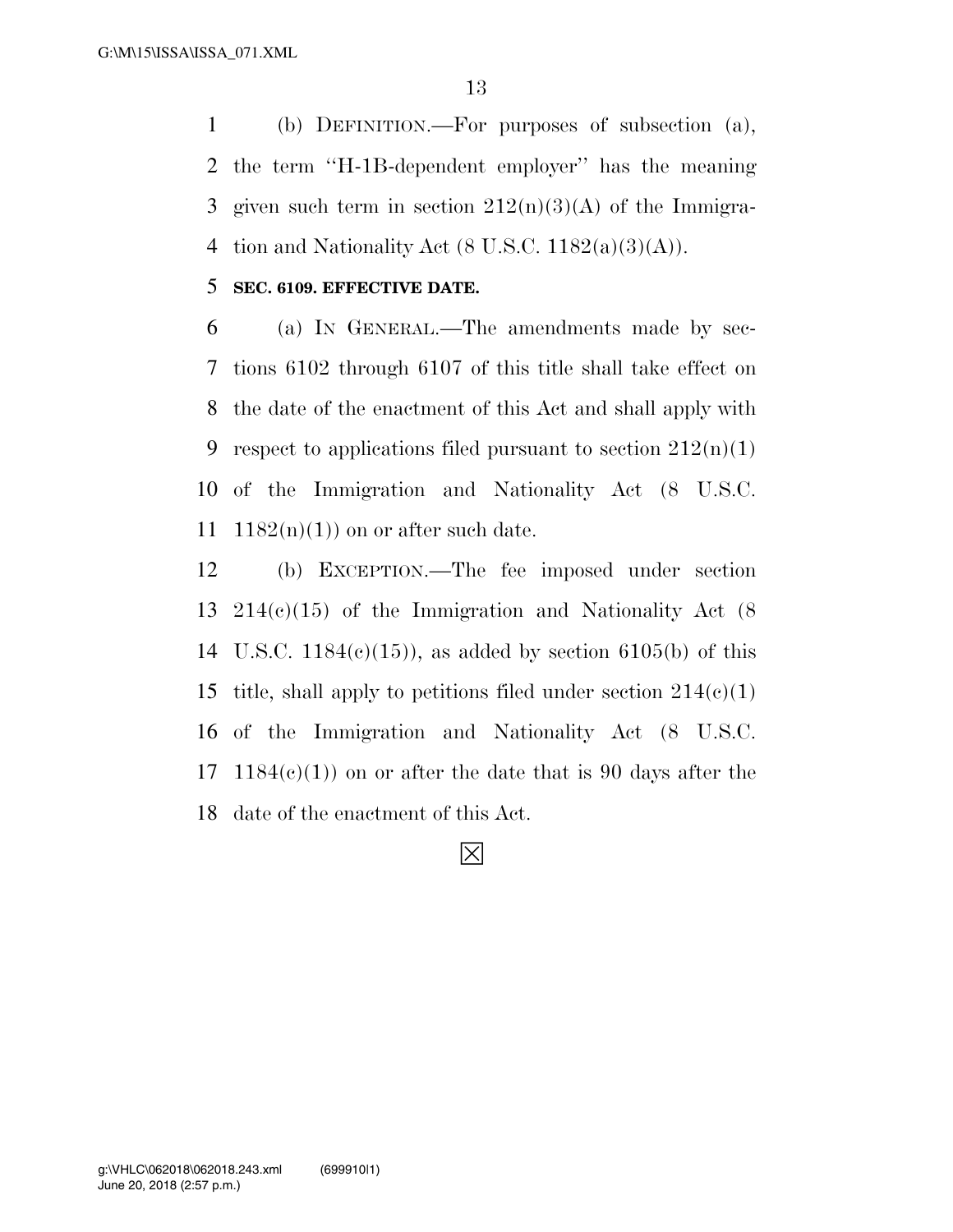(b) DEFINITION.—For purposes of subsection (a), the term ''H-1B-dependent employer'' has the meaning given such term in section 212(n)(3)(A) of the Immigration and Nationality Act (8 U.S.C. 1182(a)(3)(A)).

**SEC. 6109. EFFECTIVE DATE.**

(a) IN GENERAL.—The amendments made by sections 6102 through 6107 of this title shall take effect on the date of the enactment of this Act and shall apply with respect to applications filed pursuant to section 212(n)(1) of the Immigration and Nationality Act (8 U.S.C. 1182(n)(1)) on or after such date.

(b) EXCEPTION.—The fee imposed under section 214(c)(15) of the Immigration and Nationality Act (8 U.S.C. 1184(c)(15)), as added by section 6105(b) of this title, shall apply to petitions filed under section 214(c)(1) of the Immigration and Nationality Act (8 U.S.C. 1184(c)(1)) on or after the date that is 90 days after the date of the enactment of this Act.

☒